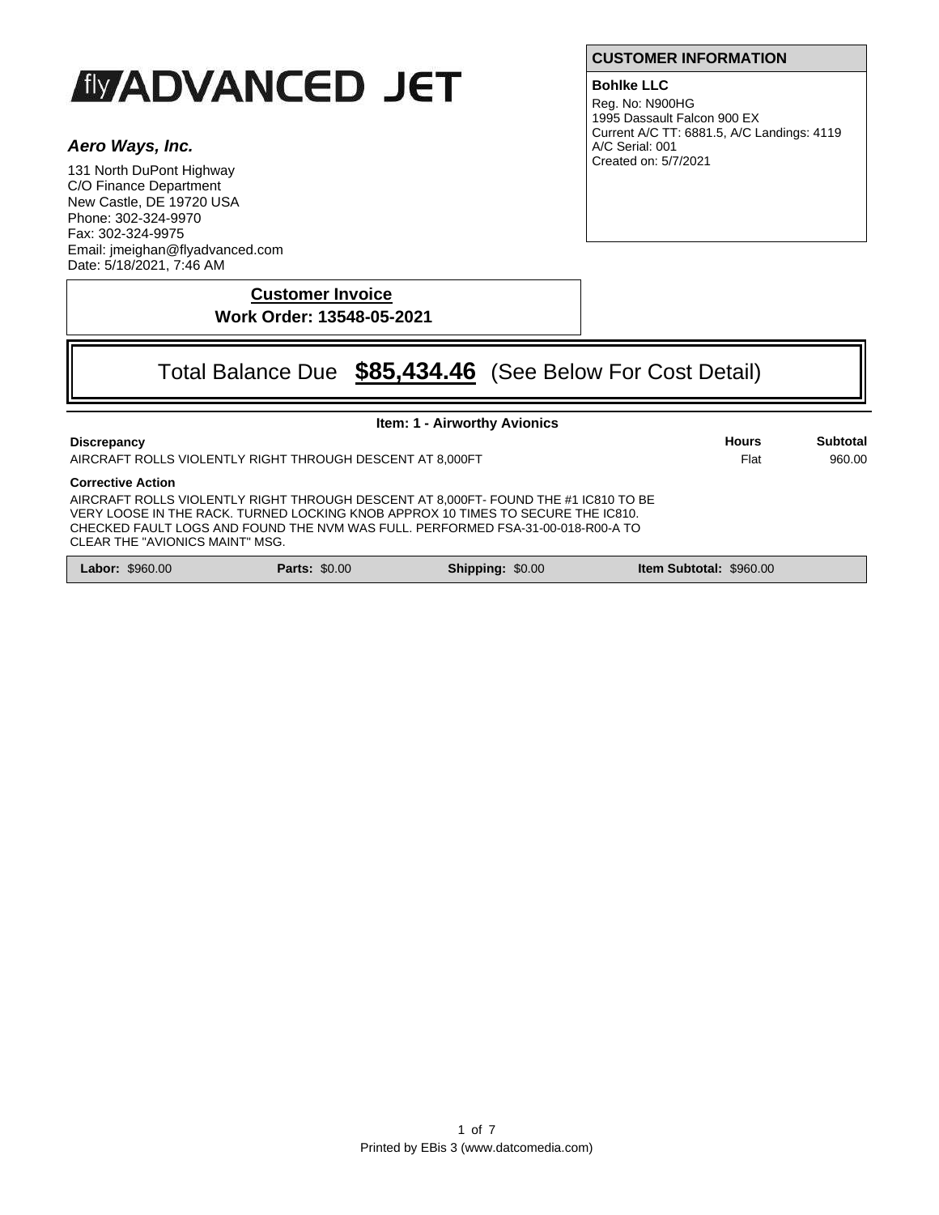# fly ADVANCED JET

***Aero Ways, Inc.***

131 North DuPont Highway
C/O Finance Department
New Castle, DE 19720 USA
Phone: 302-324-9970
Fax: 302-324-9975
Email: jmeighan@flyadvanced.com
Date: 5/18/2021, 7:46 AM

**CUSTOMER INFORMATION**

**Bohlke LLC**
Reg. No: N900HG
1995 Dassault Falcon 900 EX
Current A/C TT: 6881.5, A/C Landings: 4119
A/C Serial: 001
Created on: 5/7/2021

## Customer Invoice

**Work Order: 13548-05-2021**

## Total Balance Due **$85,434.46** (See Below For Cost Detail)

### Item: 1 - Airworthy Avionics

| Discrepancy | Hours | Subtotal |
| --- | --- | --- |
| AIRCRAFT ROLLS VIOLENTLY RIGHT THROUGH DESCENT AT 8,000FT | Flat | 960.00 |

**Corrective Action**

AIRCRAFT ROLLS VIOLENTLY RIGHT THROUGH DESCENT AT 8,000FT- FOUND THE #1 IC810 TO BE VERY LOOSE IN THE RACK. TURNED LOCKING KNOB APPROX 10 TIMES TO SECURE THE IC810. CHECKED FAULT LOGS AND FOUND THE NVM WAS FULL. PERFORMED FSA-31-00-018-R00-A TO CLEAR THE "AVIONICS MAINT" MSG.

| **Labor:** $960.00 | **Parts:** $0.00 | **Shipping:** $0.00 | **Item Subtotal:** $960.00 |
| --- | --- | --- | --- |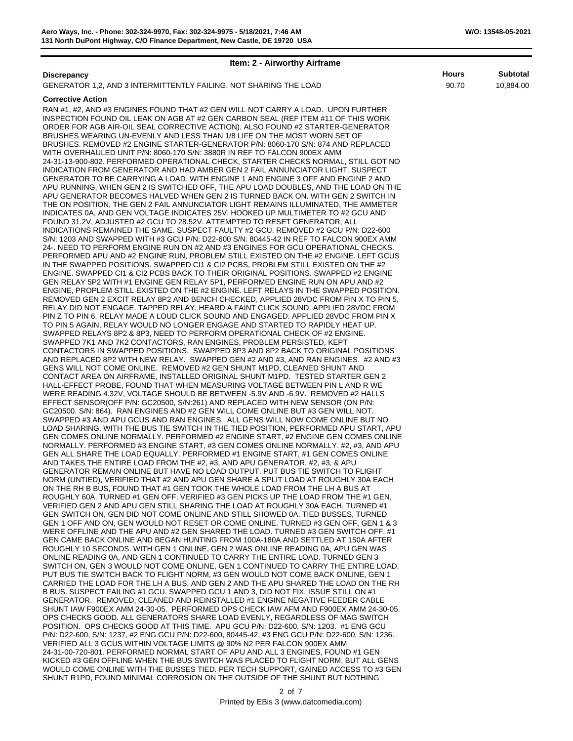## Item: 2 - Airworthy Airframe

| Discrepancy | Hours | Subtotal |
|---|---|---|
| GENERATOR 1,2, AND 3 INTERMITTENTLY FAILING, NOT SHARING THE LOAD | 90.70 | 10,884.00 |

**Corrective Action**

RAN #1, #2, AND #3 ENGINES FOUND THAT #2 GEN WILL NOT CARRY A LOAD. UPON FURTHER INSPECTION FOUND OIL LEAK ON AGB AT #2 GEN CARBON SEAL (REF ITEM #11 OF THIS WORK ORDER FOR AGB AIR-OIL SEAL CORRECTIVE ACTION). ALSO FOUND #2 STARTER-GENERATOR BRUSHES WEARING UN-EVENLY AND LESS THAN 1/8 LIFE ON THE MOST WORN SET OF BRUSHES. REMOVED #2 ENGINE STARTER-GENERATOR P/N: 8060-170 S/N: 874 AND REPLACED WITH OVERHAULED UNIT P/N: 8060-170 S/N: 3880R IN REF TO FALCON 900EX AMM 24-31-13-900-802. PERFORMED OPERATIONAL CHECK, STARTER CHECKS NORMAL, STILL GOT NO INDICATION FROM GENERATOR AND HAD AMBER GEN 2 FAIL ANNUNCIATOR LIGHT. SUSPECT GENERATOR TO BE CARRYING A LOAD. WITH ENGINE 1 AND ENGINE 3 OFF AND ENGINE 2 AND APU RUNNING, WHEN GEN 2 IS SWITCHED OFF, THE APU LOAD DOUBLES, AND THE LOAD ON THE APU GENERATOR BECOMES HALVED WHEN GEN 2 IS TURNED BACK ON. WITH GEN 2 SWITCH IN THE ON POSITION, THE GEN 2 FAIL ANNUNCIATOR LIGHT REMAINS ILLUMINATED, THE AMMETER INDICATES 0A, AND GEN VOLTAGE INDICATES 25V. HOOKED UP MULTIMETER TO #2 GCU AND FOUND 31.2V, ADJUSTED #2 GCU TO 28.52V. ATTEMPTED TO RESET GENERATOR, ALL INDICATIONS REMAINED THE SAME. SUSPECT FAULTY #2 GCU. REMOVED #2 GCU P/N: D22-600 S/N: 1203 AND SWAPPED WITH #3 GCU P/N: D22-600 S/N: 80445-42 IN REF TO FALCON 900EX AMM 24-. NEED TO PERFORM ENGINE RUN ON #2 AND #3 ENGINES FOR GCU OPERATIONAL CHECKS. PERFORMED APU AND #2 ENGINE RUN, PROBLEM STILL EXISTED ON THE #2 ENGINE. LEFT GCUS IN THE SWAPPED POSITIONS. SWAPPED CI1 & CI2 PCBS, PROBLEM STILL EXISTED ON THE #2 ENGINE. SWAPPED CI1 & CI2 PCBS BACK TO THEIR ORIGINAL POSITIONS. SWAPPED #2 ENGINE GEN RELAY 5P2 WITH #1 ENGINE GEN RELAY 5P1, PERFORMED ENGINE RUN ON APU AND #2 ENGINE, PROPLEM STILL EXISTED ON THE #2 ENGINE. LEFT RELAYS IN THE SWAPPED POSITION. REMOVED GEN 2 EXCIT RELAY 8P2 AND BENCH CHECKED, APPLIED 28VDC FROM PIN X TO PIN 5, RELAY DID NOT ENGAGE. TAPPED RELAY, HEARD A FAINT CLICK SOUND. APPLIED 28VDC FROM PIN Z TO PIN 6, RELAY MADE A LOUD CLICK SOUND AND ENGAGED. APPLIED 28VDC FROM PIN X TO PIN 5 AGAIN, RELAY WOULD NO LONGER ENGAGE AND STARTED TO RAPIDLY HEAT UP. SWAPPED RELAYS 8P2 & 8P3, NEED TO PERFORM OPERATIONAL CHECK OF #2 ENGINE. SWAPPED 7K1 AND 7K2 CONTACTORS, RAN ENGINES, PROBLEM PERSISTED, KEPT CONTACTORS IN SWAPPED POSITIONS. SWAPPED 8P3 AND 8P2 BACK TO ORIGINAL POSITIONS AND REPLACED 8P2 WITH NEW RELAY. SWAPPED GEN #2 AND #3, AND RAN ENGINES. #2 AND #3 GENS WILL NOT COME ONLINE. REMOVED #2 GEN SHUNT M1PD, CLEANED SHUNT AND CONTACT AREA ON AIRFRAME, INSTALLED ORIGINAL SHUNT M1PD. TESTED STARTER GEN 2 HALL-EFFECT PROBE, FOUND THAT WHEN MEASURING VOLTAGE BETWEEN PIN L AND R WE WERE READING 4.32V, VOLTAGE SHOULD BE BETWEEN -5.9V AND -6.9V. REMOVED #2 HALLS EFFECT SENSOR(OFF P/N: GC20500, S/N:261) AND REPLACED WITH NEW SENSOR (ON P/N: GC20500. S/N: 864). RAN ENGINES AND #2 GEN WILL COME ONLINE BUT #3 GEN WILL NOT. SWAPPED #3 AND APU GCUS AND RAN ENGINES. ALL GENS WILL NOW COME ONLINE BUT NO LOAD SHARING. WITH THE BUS TIE SWITCH IN THE TIED POSITION, PERFORMED APU START, APU GEN COMES ONLINE NORMALLY. PERFORMED #2 ENGINE START, #2 ENGINE GEN COMES ONLINE NORMALLY. PERFORMED #3 ENGINE START, #3 GEN COMES ONLINE NORMALLY. #2, #3, AND APU GEN ALL SHARE THE LOAD EQUALLY. PERFORMED #1 ENGINE START, #1 GEN COMES ONLINE AND TAKES THE ENTIRE LOAD FROM THE #2, #3, AND APU GENERATOR. #2, #3, & APU GENERATOR REMAIN ONLINE BUT HAVE NO LOAD OUTPUT. PUT BUS TIE SWITCH TO FLIGHT NORM (UNTIED), VERIFIED THAT #2 AND APU GEN SHARE A SPLIT LOAD AT ROUGHLY 30A EACH ON THE RH B BUS, FOUND THAT #1 GEN TOOK THE WHOLE LOAD FROM THE LH A BUS AT ROUGHLY 60A. TURNED #1 GEN OFF, VERIFIED #3 GEN PICKS UP THE LOAD FROM THE #1 GEN, VERIFIED GEN 2 AND APU GEN STILL SHARING THE LOAD AT ROUGHLY 30A EACH. TURNED #1 GEN SWITCH ON, GEN DID NOT COME ONLINE AND STILL SHOWED 0A. TIED BUSSES, TURNED GEN 1 OFF AND ON, GEN WOULD NOT RESET OR COME ONLINE. TURNED #3 GEN OFF, GEN 1 & 3 WERE OFFLINE AND THE APU AND #2 GEN SHARED THE LOAD. TURNED #3 GEN SWITCH OFF, #1 GEN CAME BACK ONLINE AND BEGAN HUNTING FROM 100A-180A AND SETTLED AT 150A AFTER ROUGHLY 10 SECONDS. WITH GEN 1 ONLINE, GEN 2 WAS ONLINE READING 0A, APU GEN WAS ONLINE READING 0A, AND GEN 1 CONTINUED TO CARRY THE ENTIRE LOAD. TURNED GEN 3 SWITCH ON, GEN 3 WOULD NOT COME ONLINE, GEN 1 CONTINUED TO CARRY THE ENTIRE LOAD. PUT BUS TIE SWITCH BACK TO FLIGHT NORM, #3 GEN WOULD NOT COME BACK ONLINE, GEN 1 CARRIED THE LOAD FOR THE LH A BUS, AND GEN 2 AND THE APU SHARED THE LOAD ON THE RH B BUS. SUSPECT FAILING #1 GCU. SWAPPED GCU 1 AND 3, DID NOT FIX, ISSUE STILL ON #1 GENERATOR. REMOVED, CLEANED AND REINSTALLED #1 ENGINE NEGATIVE FEEDER CABLE SHUNT IAW F900EX AMM 24-30-05. PERFORMED OPS CHECK IAW AFM AND F900EX AMM 24-30-05. OPS CHECKS GOOD. ALL GENERATORS SHARE LOAD EVENLY, REGARDLESS OF MAG SWITCH POSITION. OPS CHECKS GOOD AT THIS TIME. APU GCU P/N: D22-600, S/N: 1203. #1 ENG GCU P/N: D22-600, S/N: 1237, #2 ENG GCU P/N: D22-600, 80445-42, #3 ENG GCU P/N: D22-600, S/N: 1236. VERIFIED ALL 3 GCUS WITHIN VOLTAGE LIMITS @ 90% N2 PER FALCON 900EX AMM 24-31-00-720-801. PERFORMED NORMAL START OF APU AND ALL 3 ENGINES, FOUND #1 GEN KICKED #3 GEN OFFLINE WHEN THE BUS SWITCH WAS PLACED TO FLIGHT NORM, BUT ALL GENS WOULD COME ONLINE WITH THE BUSSES TIED. PER TECH SUPPORT, GAINED ACCESS TO #3 GEN SHUNT R1PD, FOUND MINIMAL CORROSION ON THE OUTSIDE OF THE SHUNT BUT NOTHING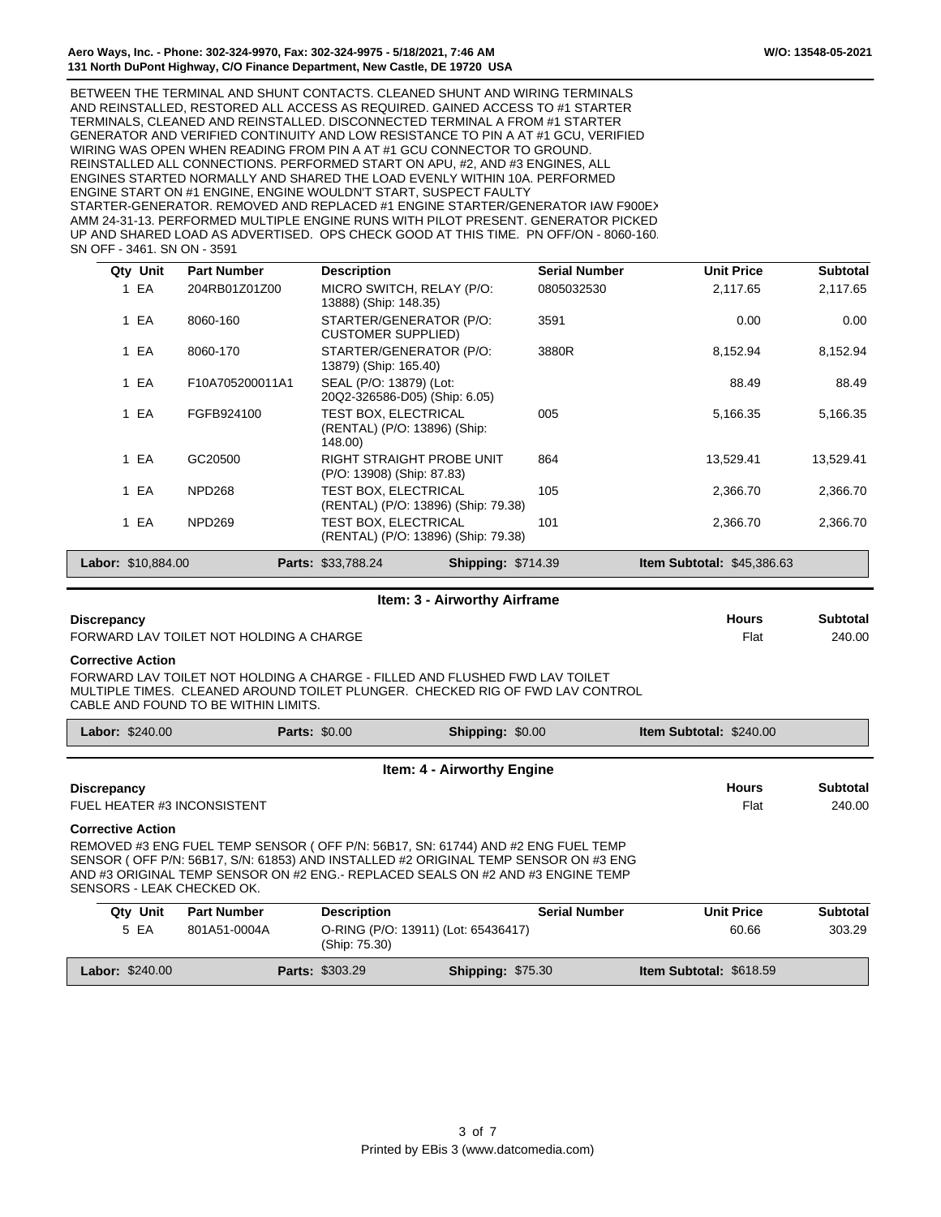BETWEEN THE TERMINAL AND SHUNT CONTACTS. CLEANED SHUNT AND WIRING TERMINALS AND REINSTALLED, RESTORED ALL ACCESS AS REQUIRED. GAINED ACCESS TO #1 STARTER TERMINALS, CLEANED AND REINSTALLED. DISCONNECTED TERMINAL A FROM #1 STARTER GENERATOR AND VERIFIED CONTINUITY AND LOW RESISTANCE TO PIN A AT #1 GCU, VERIFIED WIRING WAS OPEN WHEN READING FROM PIN A AT #1 GCU CONNECTOR TO GROUND. REINSTALLED ALL CONNECTIONS. PERFORMED START ON APU, #2, AND #3 ENGINES, ALL ENGINES STARTED NORMALLY AND SHARED THE LOAD EVENLY WITHIN 10A. PERFORMED ENGINE START ON #1 ENGINE, ENGINE WOULDN'T START, SUSPECT FAULTY STARTER-GENERATOR. REMOVED AND REPLACED #1 ENGINE STARTER/GENERATOR IAW F900EX AMM 24-31-13. PERFORMED MULTIPLE ENGINE RUNS WITH PILOT PRESENT. GENERATOR PICKED UP AND SHARED LOAD AS ADVERTISED. OPS CHECK GOOD AT THIS TIME. PN OFF/ON - 8060-160. SN OFF - 3461. SN ON - 3591

| Qty | Unit | Part Number | Description | Serial Number | Unit Price | Subtotal |
|---|---|---|---|---|---|---|
| 1 | EA | 204RB01Z01Z00 | MICRO SWITCH, RELAY (P/O: 13888) (Ship: 148.35) | 0805032530 | 2,117.65 | 2,117.65 |
| 1 | EA | 8060-160 | STARTER/GENERATOR (P/O: CUSTOMER SUPPLIED) | 3591 | 0.00 | 0.00 |
| 1 | EA | 8060-170 | STARTER/GENERATOR (P/O: 13879) (Ship: 165.40) | 3880R | 8,152.94 | 8,152.94 |
| 1 | EA | F10A705200011A1 | SEAL (P/O: 13879) (Lot: 20Q2-326586-D05) (Ship: 6.05) | | 88.49 | 88.49 |
| 1 | EA | FGFB924100 | TEST BOX, ELECTRICAL (RENTAL) (P/O: 13896) (Ship: 148.00) | 005 | 5,166.35 | 5,166.35 |
| 1 | EA | GC20500 | RIGHT STRAIGHT PROBE UNIT (P/O: 13908) (Ship: 87.83) | 864 | 13,529.41 | 13,529.41 |
| 1 | EA | NPD268 | TEST BOX, ELECTRICAL (RENTAL) (P/O: 13896) (Ship: 79.38) | 105 | 2,366.70 | 2,366.70 |
| 1 | EA | NPD269 | TEST BOX, ELECTRICAL (RENTAL) (P/O: 13896) (Ship: 79.38) | 101 | 2,366.70 | 2,366.70 |

**Labor:** $10,884.00 **Parts:** $33,788.24 **Shipping:** $714.39 **Item Subtotal:** $45,386.63

## Item: 3 - Airworthy Airframe

| Discrepancy | Hours | Subtotal |
|---|---|---|
| FORWARD LAV TOILET NOT HOLDING A CHARGE | Flat | 240.00 |

**Corrective Action**

FORWARD LAV TOILET NOT HOLDING A CHARGE - FILLED AND FLUSHED FWD LAV TOILET MULTIPLE TIMES. CLEANED AROUND TOILET PLUNGER. CHECKED RIG OF FWD LAV CONTROL CABLE AND FOUND TO BE WITHIN LIMITS.

**Labor:** $240.00 **Parts:** $0.00 **Shipping:** $0.00 **Item Subtotal:** $240.00

## Item: 4 - Airworthy Engine

| Discrepancy | Hours | Subtotal |
|---|---|---|
| FUEL HEATER #3 INCONSISTENT | Flat | 240.00 |

**Corrective Action**

REMOVED #3 ENG FUEL TEMP SENSOR ( OFF P/N: 56B17, SN: 61744) AND #2 ENG FUEL TEMP SENSOR ( OFF P/N: 56B17, S/N: 61853) AND INSTALLED #2 ORIGINAL TEMP SENSOR ON #3 ENG AND #3 ORIGINAL TEMP SENSOR ON #2 ENG.- REPLACED SEALS ON #2 AND #3 ENGINE TEMP SENSORS - LEAK CHECKED OK.

| Qty | Unit | Part Number | Description | Serial Number | Unit Price | Subtotal |
|---|---|---|---|---|---|---|
| 5 | EA | 801A51-0004A | O-RING (P/O: 13911) (Lot: 65436417) (Ship: 75.30) | | 60.66 | 303.29 |

**Labor:** $240.00 **Parts:** $303.29 **Shipping:** $75.30 **Item Subtotal:** $618.59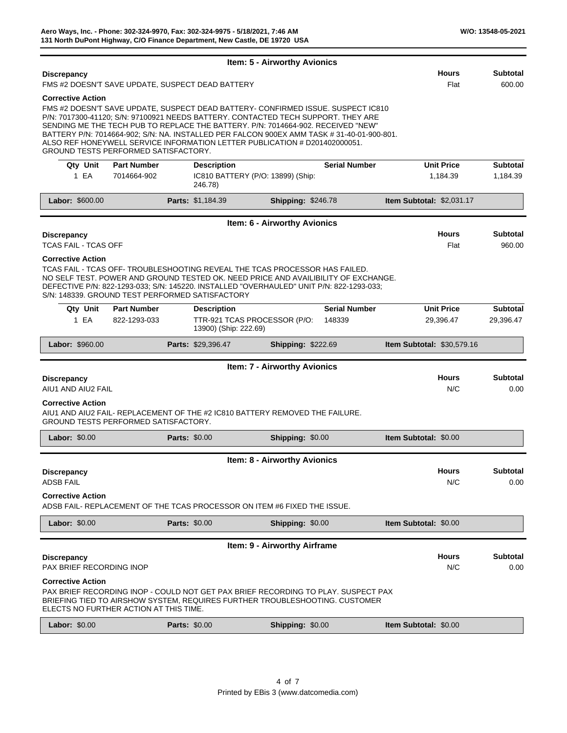## Item: 5 - Airworthy Avionics

| Discrepancy | Hours | Subtotal |
|---|---|---|
| FMS #2 DOESN'T SAVE UPDATE, SUSPECT DEAD BATTERY | Flat | 600.00 |

**Corrective Action**

FMS #2 DOESN'T SAVE UPDATE, SUSPECT DEAD BATTERY- CONFIRMED ISSUE. SUSPECT IC810 P/N: 7017300-41120; S/N: 97100921 NEEDS BATTERY. CONTACTED TECH SUPPORT. THEY ARE SENDING ME THE TECH PUB TO REPLACE THE BATTERY. P/N: 7014664-902. RECEIVED "NEW" BATTERY P/N: 7014664-902; S/N: NA. INSTALLED PER FALCON 900EX AMM TASK # 31-40-01-900-801. ALSO REF HONEYWELL SERVICE INFORMATION LETTER PUBLICATION # D201402000051. GROUND TESTS PERFORMED SATISFACTORY.

| Qty | Unit | Part Number | Description | Serial Number | Unit Price | Subtotal |
|---|---|---|---|---|---|---|
| 1 | EA | 7014664-902 | IC810 BATTERY (P/O: 13899) (Ship: 246.78) | | 1,184.39 | 1,184.39 |

**Labor:** $600.00 | **Parts:** $1,184.39 | **Shipping:** $246.78 | **Item Subtotal:** $2,031.17

## Item: 6 - Airworthy Avionics

| Discrepancy | Hours | Subtotal |
|---|---|---|
| TCAS FAIL - TCAS OFF | Flat | 960.00 |

**Corrective Action**

TCAS FAIL - TCAS OFF- TROUBLESHOOTING REVEAL THE TCAS PROCESSOR HAS FAILED. NO SELF TEST. POWER AND GROUND TESTED OK. NEED PRICE AND AVAILIBILITY OF EXCHANGE. DEFECTIVE P/N: 822-1293-033; S/N: 145220. INSTALLED "OVERHAULED" UNIT P/N: 822-1293-033; S/N: 148339. GROUND TEST PERFORMED SATISFACTORY

| Qty | Unit | Part Number | Description | Serial Number | Unit Price | Subtotal |
|---|---|---|---|---|---|---|
| 1 | EA | 822-1293-033 | TTR-921 TCAS PROCESSOR (P/O: 13900) (Ship: 222.69) | 148339 | 29,396.47 | 29,396.47 |

**Labor:** $960.00 | **Parts:** $29,396.47 | **Shipping:** $222.69 | **Item Subtotal:** $30,579.16

## Item: 7 - Airworthy Avionics

| Discrepancy | Hours | Subtotal |
|---|---|---|
| AIU1 AND AIU2 FAIL | N/C | 0.00 |

**Corrective Action**

AIU1 AND AIU2 FAIL- REPLACEMENT OF THE #2 IC810 BATTERY REMOVED THE FAILURE. GROUND TESTS PERFORMED SATISFACTORY.

**Labor:** $0.00 | **Parts:** $0.00 | **Shipping:** $0.00 | **Item Subtotal:** $0.00

## Item: 8 - Airworthy Avionics

| Discrepancy | Hours | Subtotal |
|---|---|---|
| ADSB FAIL | N/C | 0.00 |

**Corrective Action**

ADSB FAIL- REPLACEMENT OF THE TCAS PROCESSOR ON ITEM #6 FIXED THE ISSUE.

**Labor:** $0.00 | **Parts:** $0.00 | **Shipping:** $0.00 | **Item Subtotal:** $0.00

## Item: 9 - Airworthy Airframe

| Discrepancy | Hours | Subtotal |
|---|---|---|
| PAX BRIEF RECORDING INOP | N/C | 0.00 |

**Corrective Action**

PAX BRIEF RECORDING INOP - COULD NOT GET PAX BRIEF RECORDING TO PLAY. SUSPECT PAX BRIEFING TIED TO AIRSHOW SYSTEM, REQUIRES FURTHER TROUBLESHOOTING. CUSTOMER ELECTS NO FURTHER ACTION AT THIS TIME.

**Labor:** $0.00 | **Parts:** $0.00 | **Shipping:** $0.00 | **Item Subtotal:** $0.00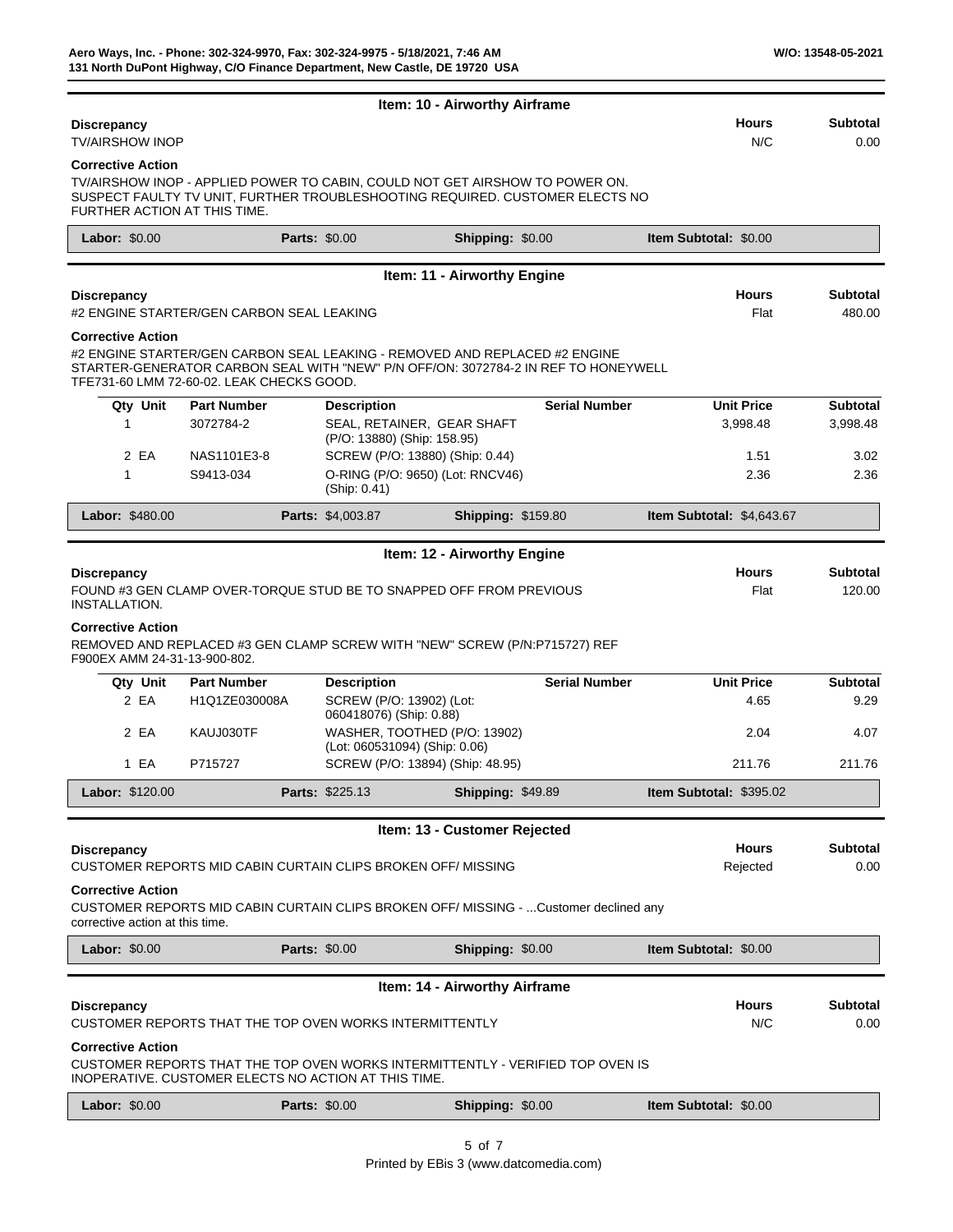### Item: 10 - Airworthy Airframe

| Discrepancy | Hours | Subtotal |
|---|---|---|
| TV/AIRSHOW INOP | N/C | 0.00 |

**Corrective Action**

TV/AIRSHOW INOP - APPLIED POWER TO CABIN, COULD NOT GET AIRSHOW TO POWER ON. SUSPECT FAULTY TV UNIT, FURTHER TROUBLESHOOTING REQUIRED. CUSTOMER ELECTS NO FURTHER ACTION AT THIS TIME.

| Labor: $0.00 | Parts: $0.00 | Shipping: $0.00 | Item Subtotal: $0.00 |
|---|---|---|---|

### Item: 11 - Airworthy Engine

| Discrepancy | Hours | Subtotal |
|---|---|---|
| #2 ENGINE STARTER/GEN CARBON SEAL LEAKING | Flat | 480.00 |

**Corrective Action**

#2 ENGINE STARTER/GEN CARBON SEAL LEAKING - REMOVED AND REPLACED #2 ENGINE STARTER-GENERATOR CARBON SEAL WITH "NEW" P/N OFF/ON: 3072784-2 IN REF TO HONEYWELL TFE731-60 LMM 72-60-02. LEAK CHECKS GOOD.

| Qty | Unit | Part Number | Description | Serial Number | Unit Price | Subtotal |
|---|---|---|---|---|---|---|
| 1 | | 3072784-2 | SEAL, RETAINER, GEAR SHAFT (P/O: 13880) (Ship: 158.95) | | 3,998.48 | 3,998.48 |
| 2 | EA | NAS1101E3-8 | SCREW (P/O: 13880) (Ship: 0.44) | | 1.51 | 3.02 |
| 1 | | S9413-034 | O-RING (P/O: 9650) (Lot: RNCV46) (Ship: 0.41) | | 2.36 | 2.36 |

| Labor: $480.00 | Parts: $4,003.87 | Shipping: $159.80 | Item Subtotal: $4,643.67 |
|---|---|---|---|

### Item: 12 - Airworthy Engine

| Discrepancy | Hours | Subtotal |
|---|---|---|
| FOUND #3 GEN CLAMP OVER-TORQUE STUD BE TO SNAPPED OFF FROM PREVIOUS INSTALLATION. | Flat | 120.00 |

**Corrective Action**

REMOVED AND REPLACED #3 GEN CLAMP SCREW WITH "NEW" SCREW (P/N:P715727) REF F900EX AMM 24-31-13-900-802.

| Qty | Unit | Part Number | Description | Serial Number | Unit Price | Subtotal |
|---|---|---|---|---|---|---|
| 2 | EA | H1Q1ZE030008A | SCREW (P/O: 13902) (Lot: 060418076) (Ship: 0.88) | | 4.65 | 9.29 |
| 2 | EA | KAUJ030TF | WASHER, TOOTHED (P/O: 13902) (Lot: 060531094) (Ship: 0.06) | | 2.04 | 4.07 |
| 1 | EA | P715727 | SCREW (P/O: 13894) (Ship: 48.95) | | 211.76 | 211.76 |

| Labor: $120.00 | Parts: $225.13 | Shipping: $49.89 | Item Subtotal: $395.02 |
|---|---|---|---|

### Item: 13 - Customer Rejected

| Discrepancy | Hours | Subtotal |
|---|---|---|
| CUSTOMER REPORTS MID CABIN CURTAIN CLIPS BROKEN OFF/ MISSING | Rejected | 0.00 |

**Corrective Action**

CUSTOMER REPORTS MID CABIN CURTAIN CLIPS BROKEN OFF/ MISSING - ...Customer declined any corrective action at this time.

| Labor: $0.00 | Parts: $0.00 | Shipping: $0.00 | Item Subtotal: $0.00 |
|---|---|---|---|

### Item: 14 - Airworthy Airframe

| Discrepancy | Hours | Subtotal |
|---|---|---|
| CUSTOMER REPORTS THAT THE TOP OVEN WORKS INTERMITTENTLY | N/C | 0.00 |

**Corrective Action**

CUSTOMER REPORTS THAT THE TOP OVEN WORKS INTERMITTENTLY - VERIFIED TOP OVEN IS INOPERATIVE. CUSTOMER ELECTS NO ACTION AT THIS TIME.

| Labor: $0.00 | Parts: $0.00 | Shipping: $0.00 | Item Subtotal: $0.00 |
|---|---|---|---|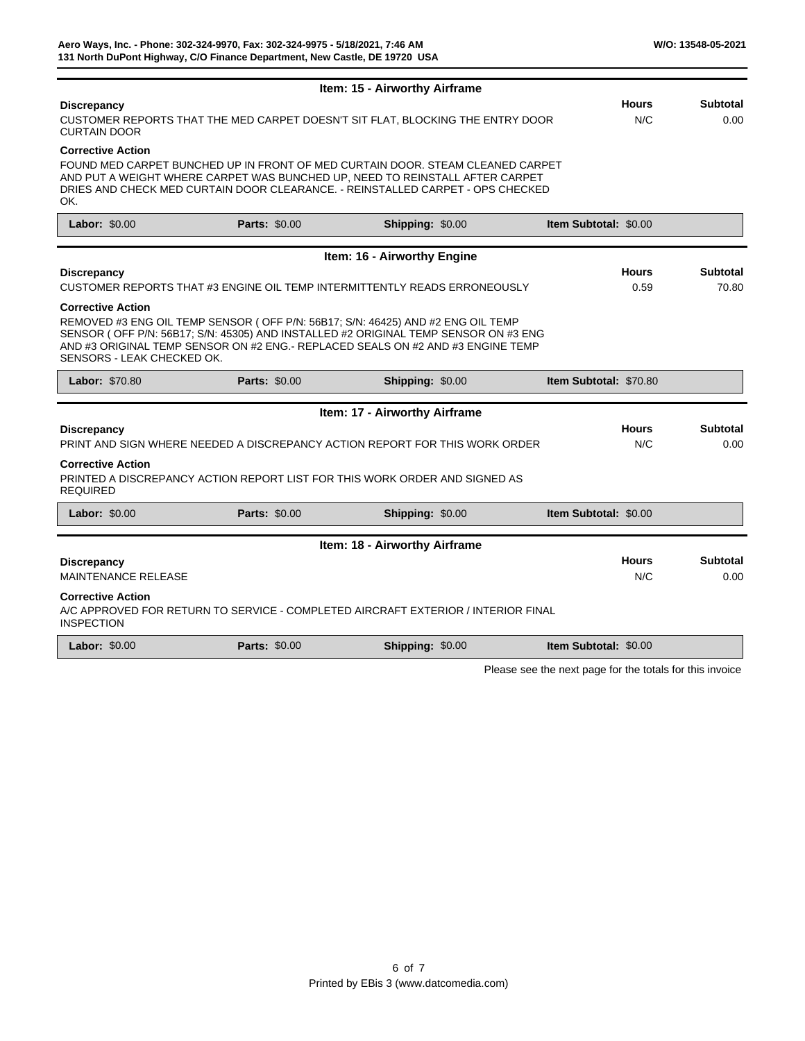## Item: 15 - Airworthy Airframe

| Discrepancy | Hours | Subtotal |
|---|---|---|
| CUSTOMER REPORTS THAT THE MED CARPET DOESN'T SIT FLAT, BLOCKING THE ENTRY DOOR CURTAIN DOOR | N/C | 0.00 |

**Corrective Action**

FOUND MED CARPET BUNCHED UP IN FRONT OF MED CURTAIN DOOR. STEAM CLEANED CARPET AND PUT A WEIGHT WHERE CARPET WAS BUNCHED UP, NEED TO REINSTALL AFTER CARPET DRIES AND CHECK MED CURTAIN DOOR CLEARANCE. - REINSTALLED CARPET - OPS CHECKED OK.

| Labor: $0.00 | Parts: $0.00 | Shipping: $0.00 | Item Subtotal: $0.00 |
|---|---|---|---|

## Item: 16 - Airworthy Engine

| Discrepancy | Hours | Subtotal |
|---|---|---|
| CUSTOMER REPORTS THAT #3 ENGINE OIL TEMP INTERMITTENTLY READS ERRONEOUSLY | 0.59 | 70.80 |

**Corrective Action**

REMOVED #3 ENG OIL TEMP SENSOR ( OFF P/N: 56B17; S/N: 46425) AND #2 ENG OIL TEMP SENSOR ( OFF P/N: 56B17; S/N: 45305) AND INSTALLED #2 ORIGINAL TEMP SENSOR ON #3 ENG AND #3 ORIGINAL TEMP SENSOR ON #2 ENG.- REPLACED SEALS ON #2 AND #3 ENGINE TEMP SENSORS - LEAK CHECKED OK.

| Labor: $70.80 | Parts: $0.00 | Shipping: $0.00 | Item Subtotal: $70.80 |
|---|---|---|---|

## Item: 17 - Airworthy Airframe

| Discrepancy | Hours | Subtotal |
|---|---|---|
| PRINT AND SIGN WHERE NEEDED A DISCREPANCY ACTION REPORT FOR THIS WORK ORDER | N/C | 0.00 |

**Corrective Action**

PRINTED A DISCREPANCY ACTION REPORT LIST FOR THIS WORK ORDER AND SIGNED AS REQUIRED

| Labor: $0.00 | Parts: $0.00 | Shipping: $0.00 | Item Subtotal: $0.00 |
|---|---|---|---|

## Item: 18 - Airworthy Airframe

| Discrepancy | Hours | Subtotal |
|---|---|---|
| MAINTENANCE RELEASE | N/C | 0.00 |

**Corrective Action**

A/C APPROVED FOR RETURN TO SERVICE - COMPLETED AIRCRAFT EXTERIOR / INTERIOR FINAL INSPECTION

| Labor: $0.00 | Parts: $0.00 | Shipping: $0.00 | Item Subtotal: $0.00 |
|---|---|---|---|

Please see the next page for the totals for this invoice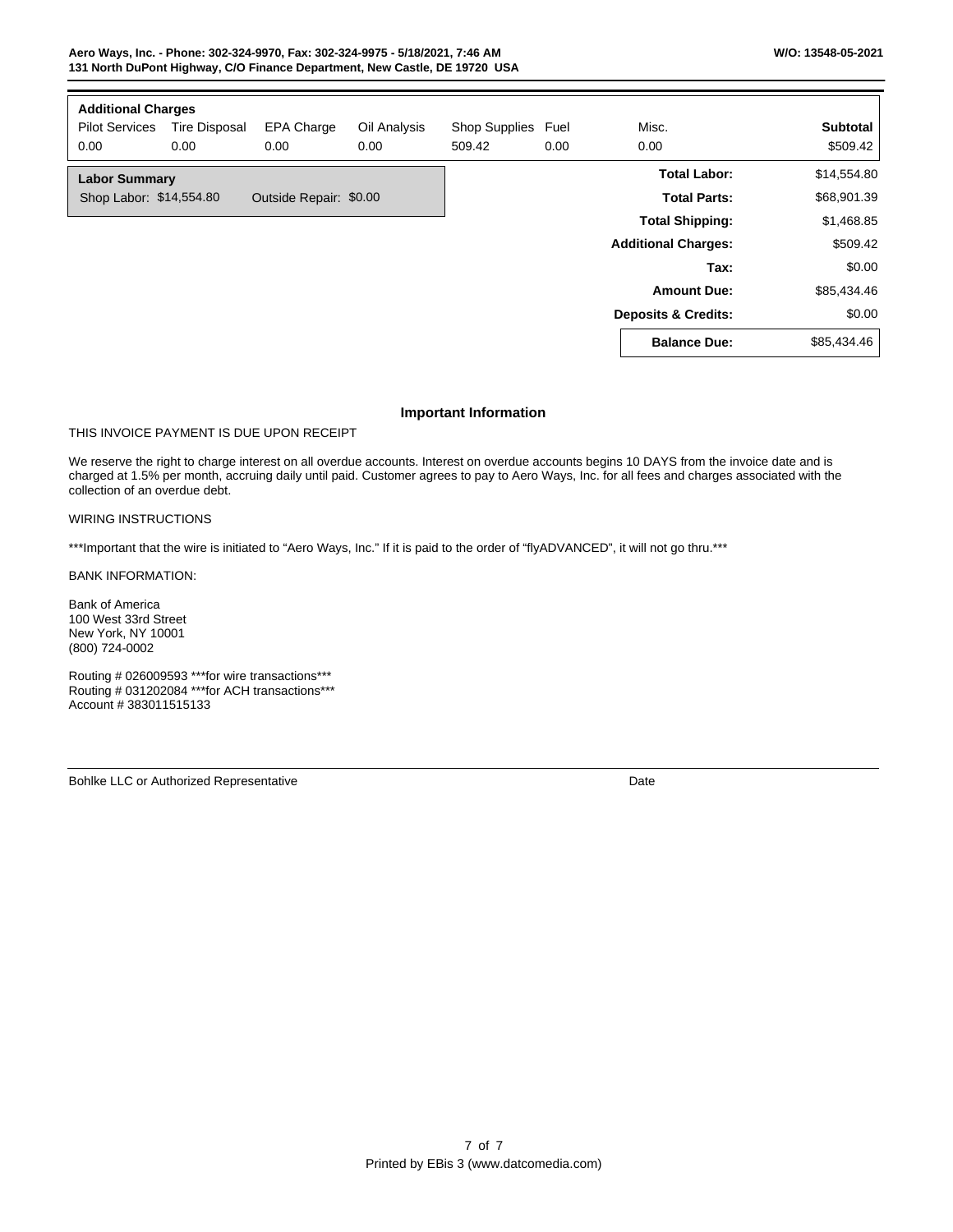## Additional Charges

| Pilot Services | Tire Disposal | EPA Charge | Oil Analysis | Shop Supplies | Fuel | Misc. | Subtotal |
|---|---|---|---|---|---|---|---|
| 0.00 | 0.00 | 0.00 | 0.00 | 509.42 | 0.00 | 0.00 | $509.42 |

**Labor Summary**

Shop Labor: $14,554.80 Outside Repair: $0.00

| | |
|---|---|
| **Total Labor:** | $14,554.80 |
| **Total Parts:** | $68,901.39 |
| **Total Shipping:** | $1,468.85 |
| **Additional Charges:** | $509.42 |
| **Tax:** | $0.00 |
| **Amount Due:** | $85,434.46 |
| **Deposits & Credits:** | $0.00 |
| **Balance Due:** | $85,434.46 |

### Important Information

THIS INVOICE PAYMENT IS DUE UPON RECEIPT

We reserve the right to charge interest on all overdue accounts. Interest on overdue accounts begins 10 DAYS from the invoice date and is charged at 1.5% per month, accruing daily until paid. Customer agrees to pay to Aero Ways, Inc. for all fees and charges associated with the collection of an overdue debt.

WIRING INSTRUCTIONS

***Important that the wire is initiated to "Aero Ways, Inc." If it is paid to the order of "flyADVANCED", it will not go thru.***

BANK INFORMATION:

Bank of America
100 West 33rd Street
New York, NY 10001
(800) 724-0002

Routing # 026009593 ***for wire transactions***
Routing # 031202084 ***for ACH transactions***
Account # 383011515133

Bohlke LLC or Authorized Representative Date

Printed by EBis 3 (www.datcomedia.com)